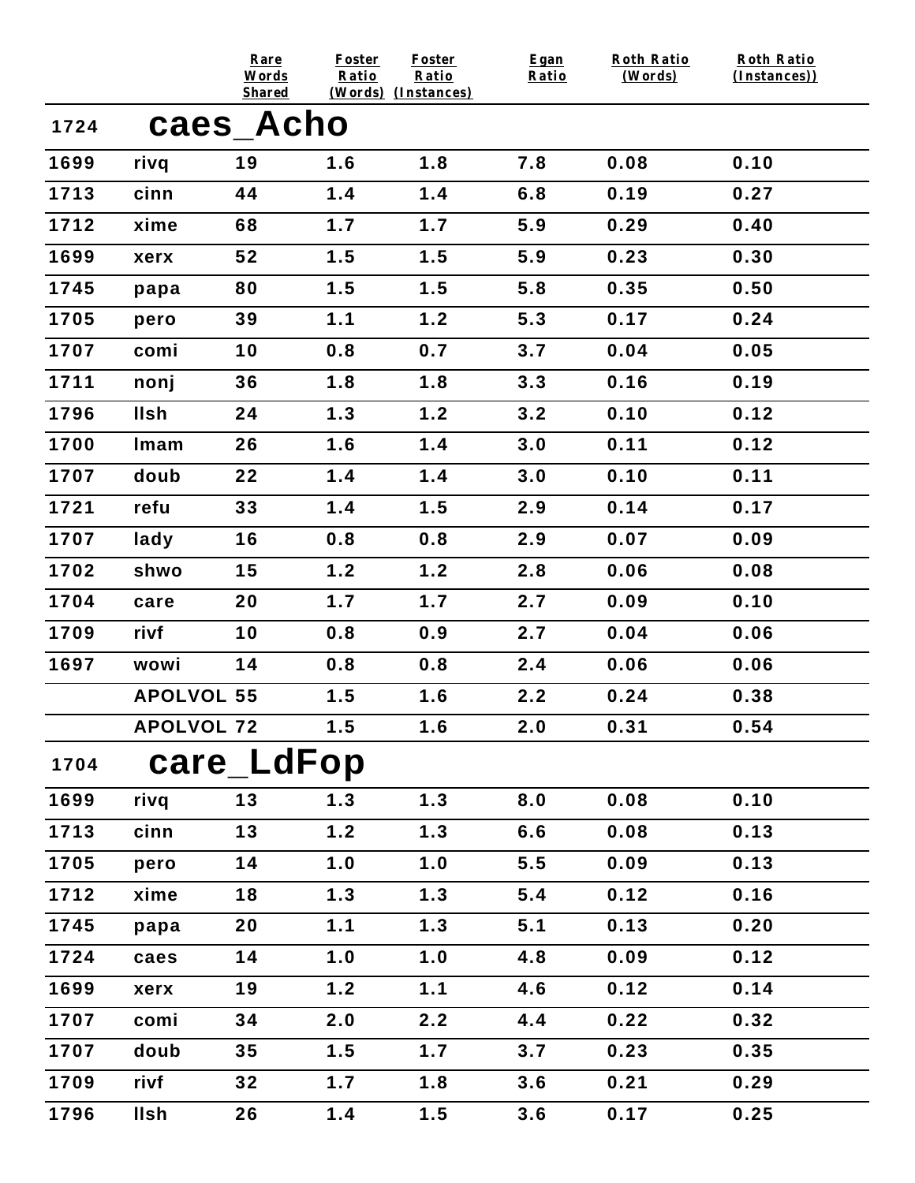| | | Rare Words Shared | Foster Ratio (Words) | Foster Ratio (Instances) | Egan Ratio | Roth Ratio (Words) | Roth Ratio (Instances)) |
|---|---|---|---|---|---|---|---|
| **1724** | **caes_Acho** | | | | | | |
| 1699 | rivq | 19 | 1.6 | 1.8 | 7.8 | 0.08 | 0.10 |
| 1713 | cinn | 44 | 1.4 | 1.4 | 6.8 | 0.19 | 0.27 |
| 1712 | xime | 68 | 1.7 | 1.7 | 5.9 | 0.29 | 0.40 |
| 1699 | xerx | 52 | 1.5 | 1.5 | 5.9 | 0.23 | 0.30 |
| 1745 | papa | 80 | 1.5 | 1.5 | 5.8 | 0.35 | 0.50 |
| 1705 | pero | 39 | 1.1 | 1.2 | 5.3 | 0.17 | 0.24 |
| 1707 | comi | 10 | 0.8 | 0.7 | 3.7 | 0.04 | 0.05 |
| 1711 | nonj | 36 | 1.8 | 1.8 | 3.3 | 0.16 | 0.19 |
| 1796 | llsh | 24 | 1.3 | 1.2 | 3.2 | 0.10 | 0.12 |
| 1700 | lmam | 26 | 1.6 | 1.4 | 3.0 | 0.11 | 0.12 |
| 1707 | doub | 22 | 1.4 | 1.4 | 3.0 | 0.10 | 0.11 |
| 1721 | refu | 33 | 1.4 | 1.5 | 2.9 | 0.14 | 0.17 |
| 1707 | lady | 16 | 0.8 | 0.8 | 2.9 | 0.07 | 0.09 |
| 1702 | shwo | 15 | 1.2 | 1.2 | 2.8 | 0.06 | 0.08 |
| 1704 | care | 20 | 1.7 | 1.7 | 2.7 | 0.09 | 0.10 |
| 1709 | rivf | 10 | 0.8 | 0.9 | 2.7 | 0.04 | 0.06 |
| 1697 | wowi | 14 | 0.8 | 0.8 | 2.4 | 0.06 | 0.06 |
| | APOLVOL | 55 | 1.5 | 1.6 | 2.2 | 0.24 | 0.38 |
| | APOLVOL | 72 | 1.5 | 1.6 | 2.0 | 0.31 | 0.54 |
| **1704** | **care_LdFop** | | | | | | |
| 1699 | rivq | 13 | 1.3 | 1.3 | 8.0 | 0.08 | 0.10 |
| 1713 | cinn | 13 | 1.2 | 1.3 | 6.6 | 0.08 | 0.13 |
| 1705 | pero | 14 | 1.0 | 1.0 | 5.5 | 0.09 | 0.13 |
| 1712 | xime | 18 | 1.3 | 1.3 | 5.4 | 0.12 | 0.16 |
| 1745 | papa | 20 | 1.1 | 1.3 | 5.1 | 0.13 | 0.20 |
| 1724 | caes | 14 | 1.0 | 1.0 | 4.8 | 0.09 | 0.12 |
| 1699 | xerx | 19 | 1.2 | 1.1 | 4.6 | 0.12 | 0.14 |
| 1707 | comi | 34 | 2.0 | 2.2 | 4.4 | 0.22 | 0.32 |
| 1707 | doub | 35 | 1.5 | 1.7 | 3.7 | 0.23 | 0.35 |
| 1709 | rivf | 32 | 1.7 | 1.8 | 3.6 | 0.21 | 0.29 |
| 1796 | llsh | 26 | 1.4 | 1.5 | 3.6 | 0.17 | 0.25 |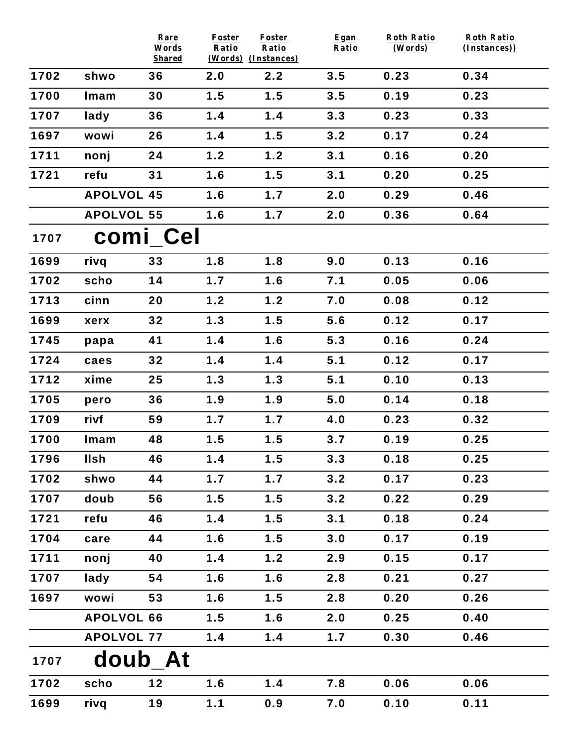| | | Rare Words Shared | Foster Ratio (Words) | Foster Ratio (Instances) | Egan Ratio | Roth Ratio (Words) | Roth Ratio (Instances)) |
|---|---|---|---|---|---|---|---|
| 1702 | shwo | 36 | 2.0 | 2.2 | 3.5 | 0.23 | 0.34 |
| 1700 | lmam | 30 | 1.5 | 1.5 | 3.5 | 0.19 | 0.23 |
| 1707 | lady | 36 | 1.4 | 1.4 | 3.3 | 0.23 | 0.33 |
| 1697 | wowi | 26 | 1.4 | 1.5 | 3.2 | 0.17 | 0.24 |
| 1711 | nonj | 24 | 1.2 | 1.2 | 3.1 | 0.16 | 0.20 |
| 1721 | refu | 31 | 1.6 | 1.5 | 3.1 | 0.20 | 0.25 |
| | APOLVOL | 45 | 1.6 | 1.7 | 2.0 | 0.29 | 0.46 |
| | APOLVOL | 55 | 1.6 | 1.7 | 2.0 | 0.36 | 0.64 |

## 1707 comi_Cel

| | | Rare Words Shared | Foster Ratio (Words) | Foster Ratio (Instances) | Egan Ratio | Roth Ratio (Words) | Roth Ratio (Instances)) |
|---|---|---|---|---|---|---|---|
| 1699 | rivq | 33 | 1.8 | 1.8 | 9.0 | 0.13 | 0.16 |
| 1702 | scho | 14 | 1.7 | 1.6 | 7.1 | 0.05 | 0.06 |
| 1713 | cinn | 20 | 1.2 | 1.2 | 7.0 | 0.08 | 0.12 |
| 1699 | xerx | 32 | 1.3 | 1.5 | 5.6 | 0.12 | 0.17 |
| 1745 | papa | 41 | 1.4 | 1.6 | 5.3 | 0.16 | 0.24 |
| 1724 | caes | 32 | 1.4 | 1.4 | 5.1 | 0.12 | 0.17 |
| 1712 | xime | 25 | 1.3 | 1.3 | 5.1 | 0.10 | 0.13 |
| 1705 | pero | 36 | 1.9 | 1.9 | 5.0 | 0.14 | 0.18 |
| 1709 | rivf | 59 | 1.7 | 1.7 | 4.0 | 0.23 | 0.32 |
| 1700 | lmam | 48 | 1.5 | 1.5 | 3.7 | 0.19 | 0.25 |
| 1796 | llsh | 46 | 1.4 | 1.5 | 3.3 | 0.18 | 0.25 |
| 1702 | shwo | 44 | 1.7 | 1.7 | 3.2 | 0.17 | 0.23 |
| 1707 | doub | 56 | 1.5 | 1.5 | 3.2 | 0.22 | 0.29 |
| 1721 | refu | 46 | 1.4 | 1.5 | 3.1 | 0.18 | 0.24 |
| 1704 | care | 44 | 1.6 | 1.5 | 3.0 | 0.17 | 0.19 |
| 1711 | nonj | 40 | 1.4 | 1.2 | 2.9 | 0.15 | 0.17 |
| 1707 | lady | 54 | 1.6 | 1.6 | 2.8 | 0.21 | 0.27 |
| 1697 | wowi | 53 | 1.6 | 1.5 | 2.8 | 0.20 | 0.26 |
| | APOLVOL | 66 | 1.5 | 1.6 | 2.0 | 0.25 | 0.40 |
| | APOLVOL | 77 | 1.4 | 1.4 | 1.7 | 0.30 | 0.46 |

## 1707 doub_At

| | | Rare Words Shared | Foster Ratio (Words) | Foster Ratio (Instances) | Egan Ratio | Roth Ratio (Words) | Roth Ratio (Instances)) |
|---|---|---|---|---|---|---|---|
| 1702 | scho | 12 | 1.6 | 1.4 | 7.8 | 0.06 | 0.06 |
| 1699 | rivq | 19 | 1.1 | 0.9 | 7.0 | 0.10 | 0.11 |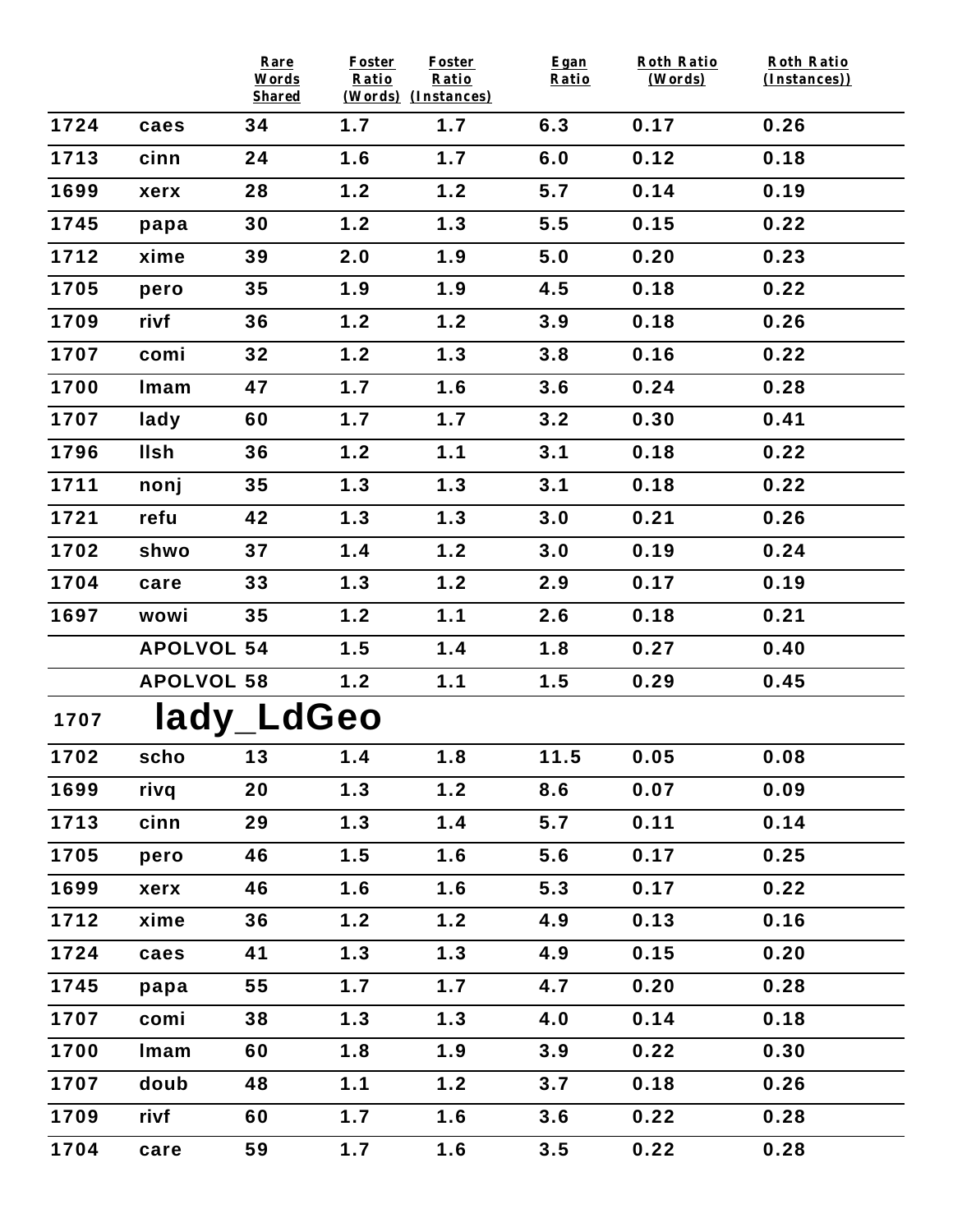| | | Rare Words Shared | Foster Ratio (Words) | Foster Ratio (Instances) | Egan Ratio | Roth Ratio (Words) | Roth Ratio (Instances)) |
|---|---|---|---|---|---|---|---|
| 1724 | caes | 34 | 1.7 | 1.7 | 6.3 | 0.17 | 0.26 |
| 1713 | cinn | 24 | 1.6 | 1.7 | 6.0 | 0.12 | 0.18 |
| 1699 | xerx | 28 | 1.2 | 1.2 | 5.7 | 0.14 | 0.19 |
| 1745 | papa | 30 | 1.2 | 1.3 | 5.5 | 0.15 | 0.22 |
| 1712 | xime | 39 | 2.0 | 1.9 | 5.0 | 0.20 | 0.23 |
| 1705 | pero | 35 | 1.9 | 1.9 | 4.5 | 0.18 | 0.22 |
| 1709 | rivf | 36 | 1.2 | 1.2 | 3.9 | 0.18 | 0.26 |
| 1707 | comi | 32 | 1.2 | 1.3 | 3.8 | 0.16 | 0.22 |
| 1700 | lmam | 47 | 1.7 | 1.6 | 3.6 | 0.24 | 0.28 |
| 1707 | lady | 60 | 1.7 | 1.7 | 3.2 | 0.30 | 0.41 |
| 1796 | llsh | 36 | 1.2 | 1.1 | 3.1 | 0.18 | 0.22 |
| 1711 | nonj | 35 | 1.3 | 1.3 | 3.1 | 0.18 | 0.22 |
| 1721 | refu | 42 | 1.3 | 1.3 | 3.0 | 0.21 | 0.26 |
| 1702 | shwo | 37 | 1.4 | 1.2 | 3.0 | 0.19 | 0.24 |
| 1704 | care | 33 | 1.3 | 1.2 | 2.9 | 0.17 | 0.19 |
| 1697 | wowi | 35 | 1.2 | 1.1 | 2.6 | 0.18 | 0.21 |
| | APOLVOL | 54 | 1.5 | 1.4 | 1.8 | 0.27 | 0.40 |
| | APOLVOL | 58 | 1.2 | 1.1 | 1.5 | 0.29 | 0.45 |

## 1707 lady_LdGeo

| | | Rare Words Shared | Foster Ratio (Words) | Foster Ratio (Instances) | Egan Ratio | Roth Ratio (Words) | Roth Ratio (Instances)) |
|---|---|---|---|---|---|---|---|
| 1702 | scho | 13 | 1.4 | 1.8 | 11.5 | 0.05 | 0.08 |
| 1699 | rivq | 20 | 1.3 | 1.2 | 8.6 | 0.07 | 0.09 |
| 1713 | cinn | 29 | 1.3 | 1.4 | 5.7 | 0.11 | 0.14 |
| 1705 | pero | 46 | 1.5 | 1.6 | 5.6 | 0.17 | 0.25 |
| 1699 | xerx | 46 | 1.6 | 1.6 | 5.3 | 0.17 | 0.22 |
| 1712 | xime | 36 | 1.2 | 1.2 | 4.9 | 0.13 | 0.16 |
| 1724 | caes | 41 | 1.3 | 1.3 | 4.9 | 0.15 | 0.20 |
| 1745 | papa | 55 | 1.7 | 1.7 | 4.7 | 0.20 | 0.28 |
| 1707 | comi | 38 | 1.3 | 1.3 | 4.0 | 0.14 | 0.18 |
| 1700 | lmam | 60 | 1.8 | 1.9 | 3.9 | 0.22 | 0.30 |
| 1707 | doub | 48 | 1.1 | 1.2 | 3.7 | 0.18 | 0.26 |
| 1709 | rivf | 60 | 1.7 | 1.6 | 3.6 | 0.22 | 0.28 |
| 1704 | care | 59 | 1.7 | 1.6 | 3.5 | 0.22 | 0.28 |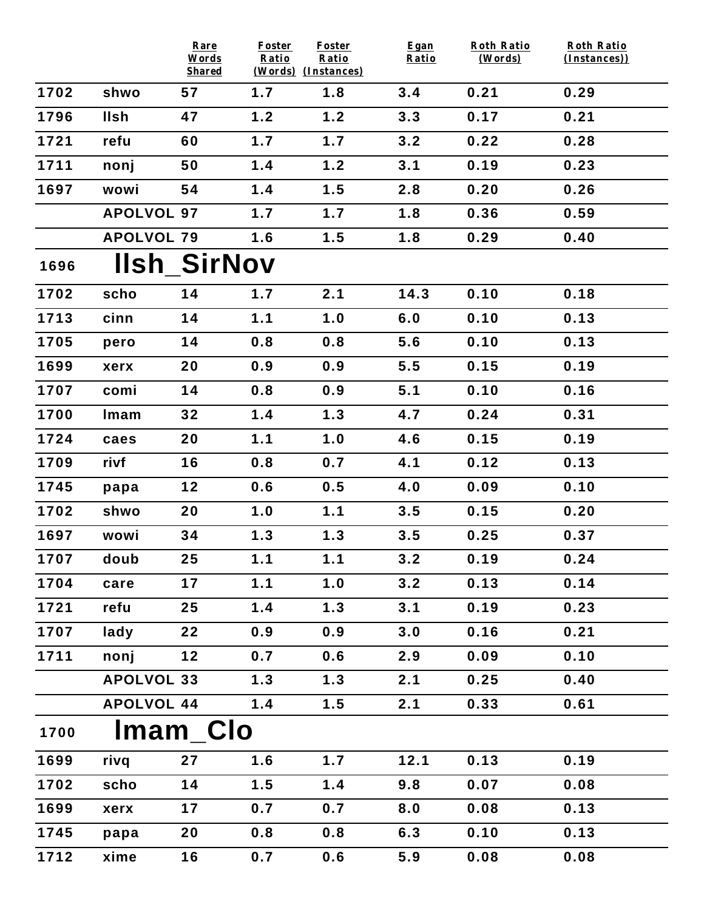| | | Rare Words Shared | Foster Ratio (Words) | Foster Ratio (Instances) | Egan Ratio | Roth Ratio (Words) | Roth Ratio (Instances)) |
|---|---|---|---|---|---|---|---|
| 1702 | shwo | 57 | 1.7 | 1.8 | 3.4 | 0.21 | 0.29 |
| 1796 | llsh | 47 | 1.2 | 1.2 | 3.3 | 0.17 | 0.21 |
| 1721 | refu | 60 | 1.7 | 1.7 | 3.2 | 0.22 | 0.28 |
| 1711 | nonj | 50 | 1.4 | 1.2 | 3.1 | 0.19 | 0.23 |
| 1697 | wowi | 54 | 1.4 | 1.5 | 2.8 | 0.20 | 0.26 |
| | APOLVOL | 97 | 1.7 | 1.7 | 1.8 | 0.36 | 0.59 |
| | APOLVOL | 79 | 1.6 | 1.5 | 1.8 | 0.29 | 0.40 |
| 1696 | **llsh_SirNov** | | | | | | |
| 1702 | scho | 14 | 1.7 | 2.1 | 14.3 | 0.10 | 0.18 |
| 1713 | cinn | 14 | 1.1 | 1.0 | 6.0 | 0.10 | 0.13 |
| 1705 | pero | 14 | 0.8 | 0.8 | 5.6 | 0.10 | 0.13 |
| 1699 | xerx | 20 | 0.9 | 0.9 | 5.5 | 0.15 | 0.19 |
| 1707 | comi | 14 | 0.8 | 0.9 | 5.1 | 0.10 | 0.16 |
| 1700 | lmam | 32 | 1.4 | 1.3 | 4.7 | 0.24 | 0.31 |
| 1724 | caes | 20 | 1.1 | 1.0 | 4.6 | 0.15 | 0.19 |
| 1709 | rivf | 16 | 0.8 | 0.7 | 4.1 | 0.12 | 0.13 |
| 1745 | papa | 12 | 0.6 | 0.5 | 4.0 | 0.09 | 0.10 |
| 1702 | shwo | 20 | 1.0 | 1.1 | 3.5 | 0.15 | 0.20 |
| 1697 | wowi | 34 | 1.3 | 1.3 | 3.5 | 0.25 | 0.37 |
| 1707 | doub | 25 | 1.1 | 1.1 | 3.2 | 0.19 | 0.24 |
| 1704 | care | 17 | 1.1 | 1.0 | 3.2 | 0.13 | 0.14 |
| 1721 | refu | 25 | 1.4 | 1.3 | 3.1 | 0.19 | 0.23 |
| 1707 | lady | 22 | 0.9 | 0.9 | 3.0 | 0.16 | 0.21 |
| 1711 | nonj | 12 | 0.7 | 0.6 | 2.9 | 0.09 | 0.10 |
| | APOLVOL | 33 | 1.3 | 1.3 | 2.1 | 0.25 | 0.40 |
| | APOLVOL | 44 | 1.4 | 1.5 | 2.1 | 0.33 | 0.61 |
| 1700 | **lmam_Clo** | | | | | | |
| 1699 | rivq | 27 | 1.6 | 1.7 | 12.1 | 0.13 | 0.19 |
| 1702 | scho | 14 | 1.5 | 1.4 | 9.8 | 0.07 | 0.08 |
| 1699 | xerx | 17 | 0.7 | 0.7 | 8.0 | 0.08 | 0.13 |
| 1745 | papa | 20 | 0.8 | 0.8 | 6.3 | 0.10 | 0.13 |
| 1712 | xime | 16 | 0.7 | 0.6 | 5.9 | 0.08 | 0.08 |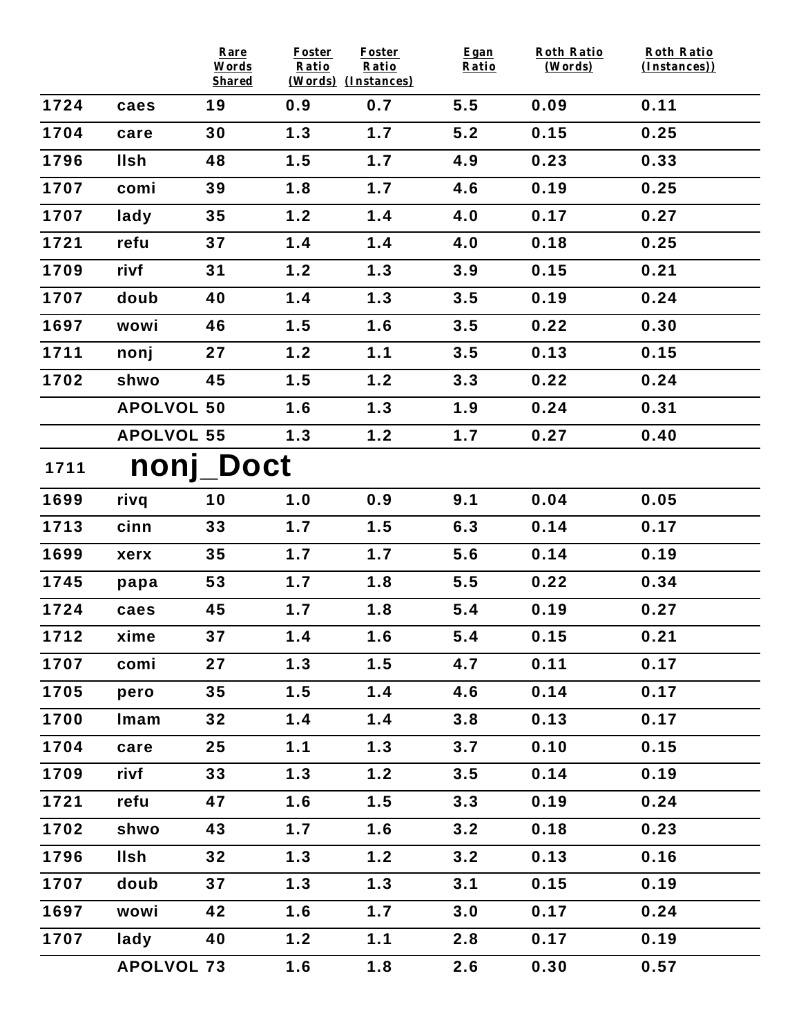| | | Rare Words Shared | Foster Ratio (Words) | Foster Ratio (Instances) | Egan Ratio | Roth Ratio (Words) | Roth Ratio (Instances)) |
|---|---|---|---|---|---|---|---|
| 1724 | caes | 19 | 0.9 | 0.7 | 5.5 | 0.09 | 0.11 |
| 1704 | care | 30 | 1.3 | 1.7 | 5.2 | 0.15 | 0.25 |
| 1796 | llsh | 48 | 1.5 | 1.7 | 4.9 | 0.23 | 0.33 |
| 1707 | comi | 39 | 1.8 | 1.7 | 4.6 | 0.19 | 0.25 |
| 1707 | lady | 35 | 1.2 | 1.4 | 4.0 | 0.17 | 0.27 |
| 1721 | refu | 37 | 1.4 | 1.4 | 4.0 | 0.18 | 0.25 |
| 1709 | rivf | 31 | 1.2 | 1.3 | 3.9 | 0.15 | 0.21 |
| 1707 | doub | 40 | 1.4 | 1.3 | 3.5 | 0.19 | 0.24 |
| 1697 | wowi | 46 | 1.5 | 1.6 | 3.5 | 0.22 | 0.30 |
| 1711 | nonj | 27 | 1.2 | 1.1 | 3.5 | 0.13 | 0.15 |
| 1702 | shwo | 45 | 1.5 | 1.2 | 3.3 | 0.22 | 0.24 |
| | APOLVOL | 50 | 1.6 | 1.3 | 1.9 | 0.24 | 0.31 |
| | APOLVOL | 55 | 1.3 | 1.2 | 1.7 | 0.27 | 0.40 |
| 1711 | **nonj_Doct** | | | | | | |
| 1699 | rivq | 10 | 1.0 | 0.9 | 9.1 | 0.04 | 0.05 |
| 1713 | cinn | 33 | 1.7 | 1.5 | 6.3 | 0.14 | 0.17 |
| 1699 | xerx | 35 | 1.7 | 1.7 | 5.6 | 0.14 | 0.19 |
| 1745 | papa | 53 | 1.7 | 1.8 | 5.5 | 0.22 | 0.34 |
| 1724 | caes | 45 | 1.7 | 1.8 | 5.4 | 0.19 | 0.27 |
| 1712 | xime | 37 | 1.4 | 1.6 | 5.4 | 0.15 | 0.21 |
| 1707 | comi | 27 | 1.3 | 1.5 | 4.7 | 0.11 | 0.17 |
| 1705 | pero | 35 | 1.5 | 1.4 | 4.6 | 0.14 | 0.17 |
| 1700 | lmam | 32 | 1.4 | 1.4 | 3.8 | 0.13 | 0.17 |
| 1704 | care | 25 | 1.1 | 1.3 | 3.7 | 0.10 | 0.15 |
| 1709 | rivf | 33 | 1.3 | 1.2 | 3.5 | 0.14 | 0.19 |
| 1721 | refu | 47 | 1.6 | 1.5 | 3.3 | 0.19 | 0.24 |
| 1702 | shwo | 43 | 1.7 | 1.6 | 3.2 | 0.18 | 0.23 |
| 1796 | llsh | 32 | 1.3 | 1.2 | 3.2 | 0.13 | 0.16 |
| 1707 | doub | 37 | 1.3 | 1.3 | 3.1 | 0.15 | 0.19 |
| 1697 | wowi | 42 | 1.6 | 1.7 | 3.0 | 0.17 | 0.24 |
| 1707 | lady | 40 | 1.2 | 1.1 | 2.8 | 0.17 | 0.19 |
| | APOLVOL | 73 | 1.6 | 1.8 | 2.6 | 0.30 | 0.57 |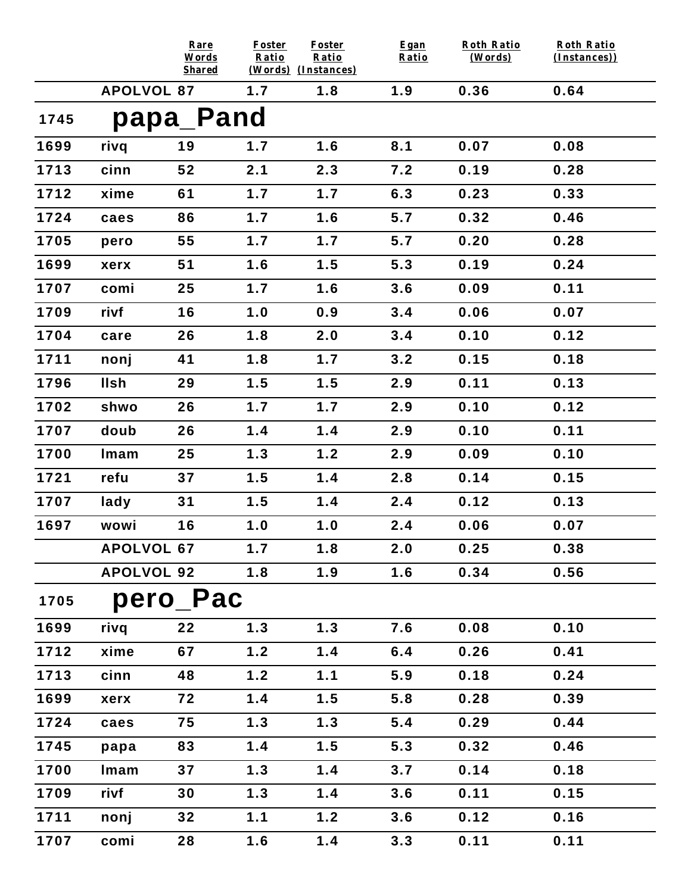| | | Rare Words Shared | Foster Ratio (Words) | Foster Ratio (Instances) | Egan Ratio | Roth Ratio (Words) | Roth Ratio (Instances)) |
|---|---|---|---|---|---|---|---|
| | APOLVOL | 87 | 1.7 | 1.8 | 1.9 | 0.36 | 0.64 |
| **1745** | **papa_Pand** | | | | | | |
| 1699 | rivq | 19 | 1.7 | 1.6 | 8.1 | 0.07 | 0.08 |
| 1713 | cinn | 52 | 2.1 | 2.3 | 7.2 | 0.19 | 0.28 |
| 1712 | xime | 61 | 1.7 | 1.7 | 6.3 | 0.23 | 0.33 |
| 1724 | caes | 86 | 1.7 | 1.6 | 5.7 | 0.32 | 0.46 |
| 1705 | pero | 55 | 1.7 | 1.7 | 5.7 | 0.20 | 0.28 |
| 1699 | xerx | 51 | 1.6 | 1.5 | 5.3 | 0.19 | 0.24 |
| 1707 | comi | 25 | 1.7 | 1.6 | 3.6 | 0.09 | 0.11 |
| 1709 | rivf | 16 | 1.0 | 0.9 | 3.4 | 0.06 | 0.07 |
| 1704 | care | 26 | 1.8 | 2.0 | 3.4 | 0.10 | 0.12 |
| 1711 | nonj | 41 | 1.8 | 1.7 | 3.2 | 0.15 | 0.18 |
| 1796 | llsh | 29 | 1.5 | 1.5 | 2.9 | 0.11 | 0.13 |
| 1702 | shwo | 26 | 1.7 | 1.7 | 2.9 | 0.10 | 0.12 |
| 1707 | doub | 26 | 1.4 | 1.4 | 2.9 | 0.10 | 0.11 |
| 1700 | lmam | 25 | 1.3 | 1.2 | 2.9 | 0.09 | 0.10 |
| 1721 | refu | 37 | 1.5 | 1.4 | 2.8 | 0.14 | 0.15 |
| 1707 | lady | 31 | 1.5 | 1.4 | 2.4 | 0.12 | 0.13 |
| 1697 | wowi | 16 | 1.0 | 1.0 | 2.4 | 0.06 | 0.07 |
| | APOLVOL | 67 | 1.7 | 1.8 | 2.0 | 0.25 | 0.38 |
| | APOLVOL | 92 | 1.8 | 1.9 | 1.6 | 0.34 | 0.56 |
| **1705** | **pero_Pac** | | | | | | |
| 1699 | rivq | 22 | 1.3 | 1.3 | 7.6 | 0.08 | 0.10 |
| 1712 | xime | 67 | 1.2 | 1.4 | 6.4 | 0.26 | 0.41 |
| 1713 | cinn | 48 | 1.2 | 1.1 | 5.9 | 0.18 | 0.24 |
| 1699 | xerx | 72 | 1.4 | 1.5 | 5.8 | 0.28 | 0.39 |
| 1724 | caes | 75 | 1.3 | 1.3 | 5.4 | 0.29 | 0.44 |
| 1745 | papa | 83 | 1.4 | 1.5 | 5.3 | 0.32 | 0.46 |
| 1700 | lmam | 37 | 1.3 | 1.4 | 3.7 | 0.14 | 0.18 |
| 1709 | rivf | 30 | 1.3 | 1.4 | 3.6 | 0.11 | 0.15 |
| 1711 | nonj | 32 | 1.1 | 1.2 | 3.6 | 0.12 | 0.16 |
| 1707 | comi | 28 | 1.6 | 1.4 | 3.3 | 0.11 | 0.11 |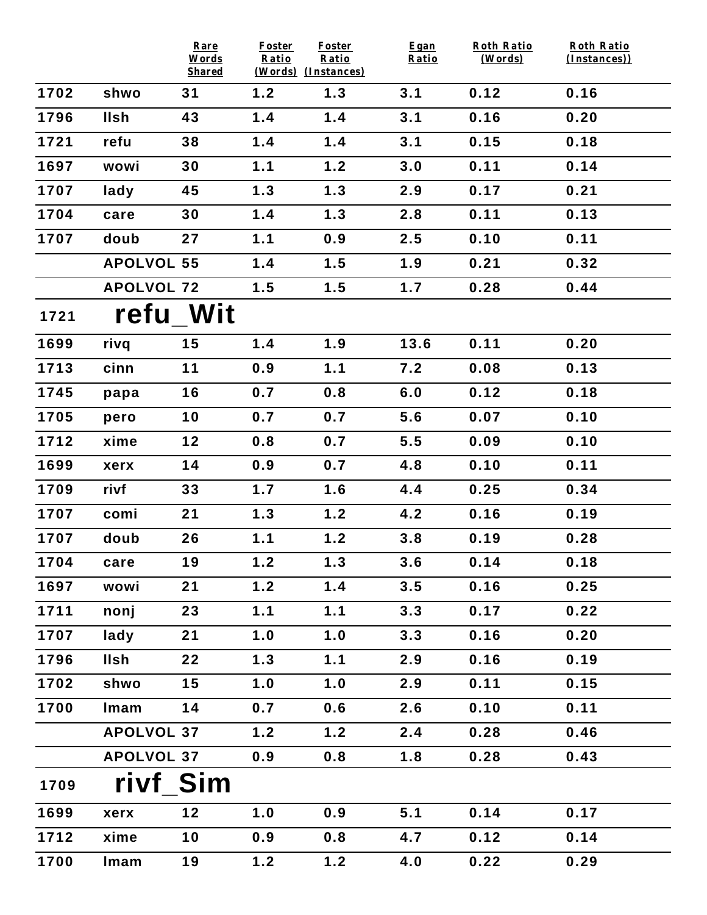| | | Rare Words Shared | Foster Ratio (Words) | Foster Ratio (Instances) | Egan Ratio | Roth Ratio (Words) | Roth Ratio (Instances)) |
|---|---|---|---|---|---|---|---|
| 1702 | shwo | 31 | 1.2 | 1.3 | 3.1 | 0.12 | 0.16 |
| 1796 | llsh | 43 | 1.4 | 1.4 | 3.1 | 0.16 | 0.20 |
| 1721 | refu | 38 | 1.4 | 1.4 | 3.1 | 0.15 | 0.18 |
| 1697 | wowi | 30 | 1.1 | 1.2 | 3.0 | 0.11 | 0.14 |
| 1707 | lady | 45 | 1.3 | 1.3 | 2.9 | 0.17 | 0.21 |
| 1704 | care | 30 | 1.4 | 1.3 | 2.8 | 0.11 | 0.13 |
| 1707 | doub | 27 | 1.1 | 0.9 | 2.5 | 0.10 | 0.11 |
| | APOLVOL | 55 | 1.4 | 1.5 | 1.9 | 0.21 | 0.32 |
| | APOLVOL | 72 | 1.5 | 1.5 | 1.7 | 0.28 | 0.44 |
| 1721 | **refu_Wit** | | | | | | |
| 1699 | rivq | 15 | 1.4 | 1.9 | 13.6 | 0.11 | 0.20 |
| 1713 | cinn | 11 | 0.9 | 1.1 | 7.2 | 0.08 | 0.13 |
| 1745 | papa | 16 | 0.7 | 0.8 | 6.0 | 0.12 | 0.18 |
| 1705 | pero | 10 | 0.7 | 0.7 | 5.6 | 0.07 | 0.10 |
| 1712 | xime | 12 | 0.8 | 0.7 | 5.5 | 0.09 | 0.10 |
| 1699 | xerx | 14 | 0.9 | 0.7 | 4.8 | 0.10 | 0.11 |
| 1709 | rivf | 33 | 1.7 | 1.6 | 4.4 | 0.25 | 0.34 |
| 1707 | comi | 21 | 1.3 | 1.2 | 4.2 | 0.16 | 0.19 |
| 1707 | doub | 26 | 1.1 | 1.2 | 3.8 | 0.19 | 0.28 |
| 1704 | care | 19 | 1.2 | 1.3 | 3.6 | 0.14 | 0.18 |
| 1697 | wowi | 21 | 1.2 | 1.4 | 3.5 | 0.16 | 0.25 |
| 1711 | nonj | 23 | 1.1 | 1.1 | 3.3 | 0.17 | 0.22 |
| 1707 | lady | 21 | 1.0 | 1.0 | 3.3 | 0.16 | 0.20 |
| 1796 | llsh | 22 | 1.3 | 1.1 | 2.9 | 0.16 | 0.19 |
| 1702 | shwo | 15 | 1.0 | 1.0 | 2.9 | 0.11 | 0.15 |
| 1700 | lmam | 14 | 0.7 | 0.6 | 2.6 | 0.10 | 0.11 |
| | APOLVOL | 37 | 1.2 | 1.2 | 2.4 | 0.28 | 0.46 |
| | APOLVOL | 37 | 0.9 | 0.8 | 1.8 | 0.28 | 0.43 |
| 1709 | **rivf_Sim** | | | | | | |
| 1699 | xerx | 12 | 1.0 | 0.9 | 5.1 | 0.14 | 0.17 |
| 1712 | xime | 10 | 0.9 | 0.8 | 4.7 | 0.12 | 0.14 |
| 1700 | lmam | 19 | 1.2 | 1.2 | 4.0 | 0.22 | 0.29 |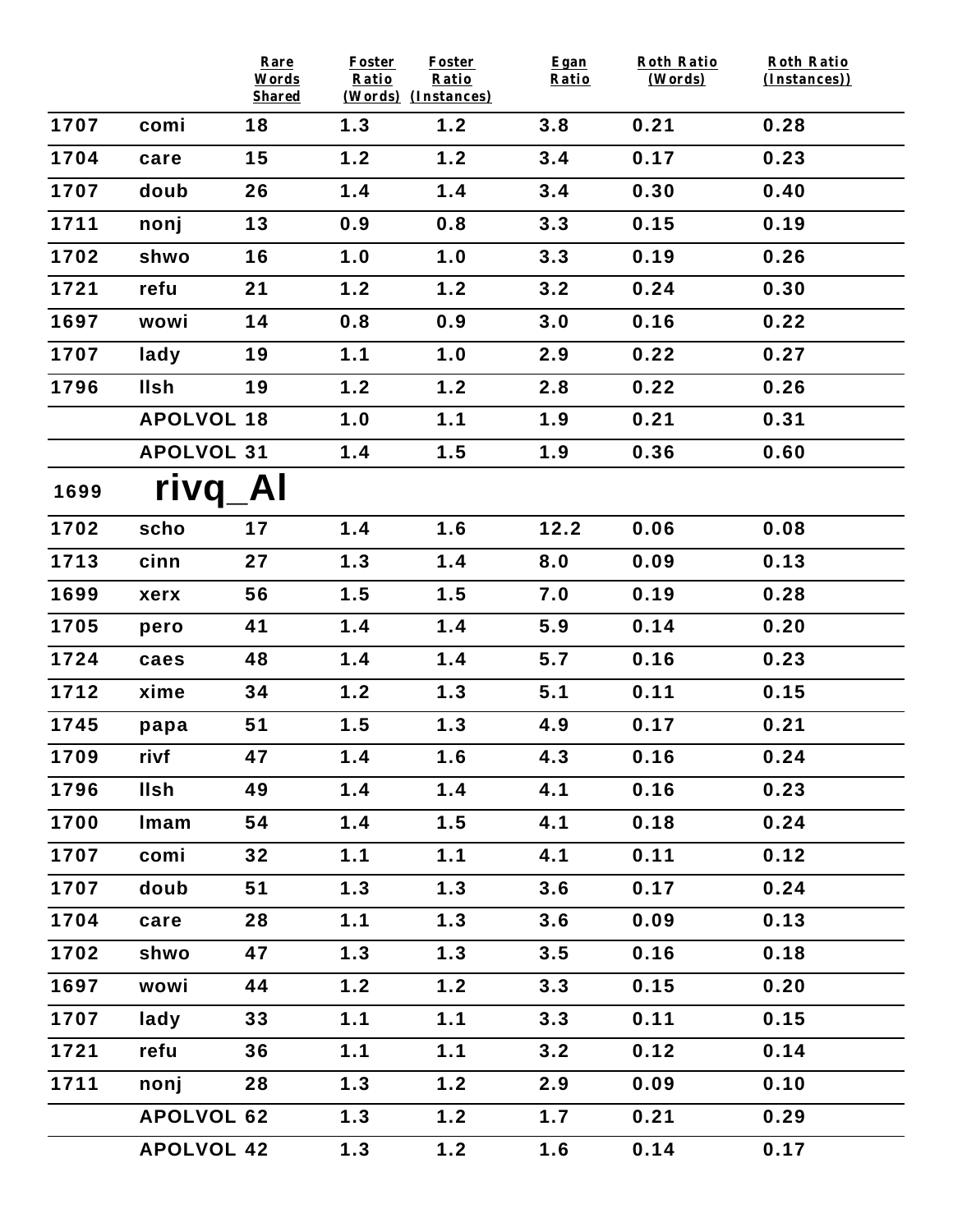| | | Rare Words Shared | Foster Ratio (Words) | Foster Ratio (Instances) | Egan Ratio | Roth Ratio (Words) | Roth Ratio (Instances)) |
|---|---|---|---|---|---|---|---|
| 1707 | comi | 18 | 1.3 | 1.2 | 3.8 | 0.21 | 0.28 |
| 1704 | care | 15 | 1.2 | 1.2 | 3.4 | 0.17 | 0.23 |
| 1707 | doub | 26 | 1.4 | 1.4 | 3.4 | 0.30 | 0.40 |
| 1711 | nonj | 13 | 0.9 | 0.8 | 3.3 | 0.15 | 0.19 |
| 1702 | shwo | 16 | 1.0 | 1.0 | 3.3 | 0.19 | 0.26 |
| 1721 | refu | 21 | 1.2 | 1.2 | 3.2 | 0.24 | 0.30 |
| 1697 | wowi | 14 | 0.8 | 0.9 | 3.0 | 0.16 | 0.22 |
| 1707 | lady | 19 | 1.1 | 1.0 | 2.9 | 0.22 | 0.27 |
| 1796 | llsh | 19 | 1.2 | 1.2 | 2.8 | 0.22 | 0.26 |
| | APOLVOL | 18 | 1.0 | 1.1 | 1.9 | 0.21 | 0.31 |
| | APOLVOL | 31 | 1.4 | 1.5 | 1.9 | 0.36 | 0.60 |
| 1699 | **rivq_Al** | | | | | | |
| 1702 | scho | 17 | 1.4 | 1.6 | 12.2 | 0.06 | 0.08 |
| 1713 | cinn | 27 | 1.3 | 1.4 | 8.0 | 0.09 | 0.13 |
| 1699 | xerx | 56 | 1.5 | 1.5 | 7.0 | 0.19 | 0.28 |
| 1705 | pero | 41 | 1.4 | 1.4 | 5.9 | 0.14 | 0.20 |
| 1724 | caes | 48 | 1.4 | 1.4 | 5.7 | 0.16 | 0.23 |
| 1712 | xime | 34 | 1.2 | 1.3 | 5.1 | 0.11 | 0.15 |
| 1745 | papa | 51 | 1.5 | 1.3 | 4.9 | 0.17 | 0.21 |
| 1709 | rivf | 47 | 1.4 | 1.6 | 4.3 | 0.16 | 0.24 |
| 1796 | llsh | 49 | 1.4 | 1.4 | 4.1 | 0.16 | 0.23 |
| 1700 | lmam | 54 | 1.4 | 1.5 | 4.1 | 0.18 | 0.24 |
| 1707 | comi | 32 | 1.1 | 1.1 | 4.1 | 0.11 | 0.12 |
| 1707 | doub | 51 | 1.3 | 1.3 | 3.6 | 0.17 | 0.24 |
| 1704 | care | 28 | 1.1 | 1.3 | 3.6 | 0.09 | 0.13 |
| 1702 | shwo | 47 | 1.3 | 1.3 | 3.5 | 0.16 | 0.18 |
| 1697 | wowi | 44 | 1.2 | 1.2 | 3.3 | 0.15 | 0.20 |
| 1707 | lady | 33 | 1.1 | 1.1 | 3.3 | 0.11 | 0.15 |
| 1721 | refu | 36 | 1.1 | 1.1 | 3.2 | 0.12 | 0.14 |
| 1711 | nonj | 28 | 1.3 | 1.2 | 2.9 | 0.09 | 0.10 |
| | APOLVOL | 62 | 1.3 | 1.2 | 1.7 | 0.21 | 0.29 |
| | APOLVOL | 42 | 1.3 | 1.2 | 1.6 | 0.14 | 0.17 |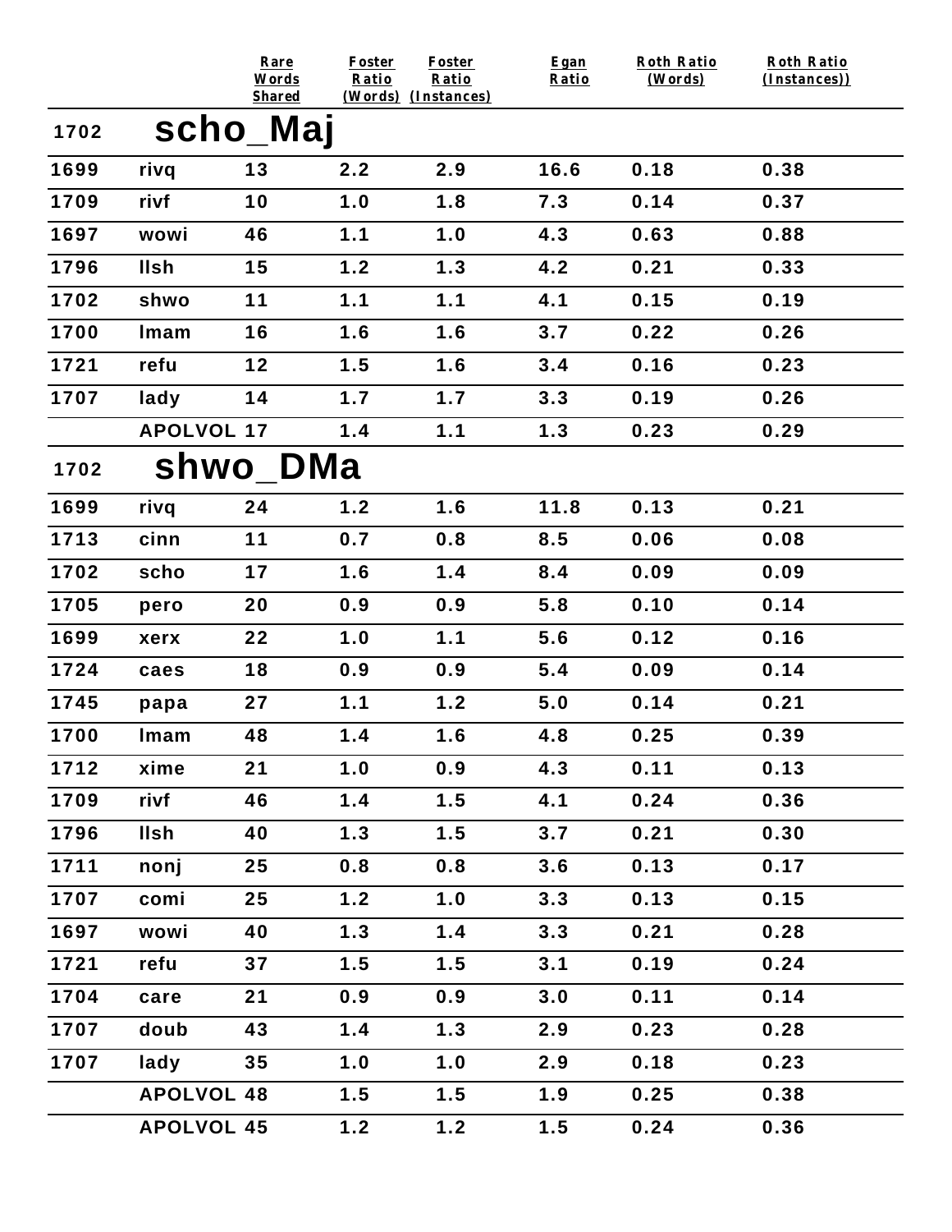| | | Rare Words Shared | Foster Ratio (Words) | Foster Ratio (Instances) | Egan Ratio | Roth Ratio (Words) | Roth Ratio (Instances)) |
|---|---|---|---|---|---|---|---|
| 1702 | **scho_Maj** | | | | | | |
| 1699 | rivq | 13 | 2.2 | 2.9 | 16.6 | 0.18 | 0.38 |
| 1709 | rivf | 10 | 1.0 | 1.8 | 7.3 | 0.14 | 0.37 |
| 1697 | wowi | 46 | 1.1 | 1.0 | 4.3 | 0.63 | 0.88 |
| 1796 | llsh | 15 | 1.2 | 1.3 | 4.2 | 0.21 | 0.33 |
| 1702 | shwo | 11 | 1.1 | 1.1 | 4.1 | 0.15 | 0.19 |
| 1700 | lmam | 16 | 1.6 | 1.6 | 3.7 | 0.22 | 0.26 |
| 1721 | refu | 12 | 1.5 | 1.6 | 3.4 | 0.16 | 0.23 |
| 1707 | lady | 14 | 1.7 | 1.7 | 3.3 | 0.19 | 0.26 |
| | APOLVOL | 17 | 1.4 | 1.1 | 1.3 | 0.23 | 0.29 |
| 1702 | **shwo_DMa** | | | | | | |
| 1699 | rivq | 24 | 1.2 | 1.6 | 11.8 | 0.13 | 0.21 |
| 1713 | cinn | 11 | 0.7 | 0.8 | 8.5 | 0.06 | 0.08 |
| 1702 | scho | 17 | 1.6 | 1.4 | 8.4 | 0.09 | 0.09 |
| 1705 | pero | 20 | 0.9 | 0.9 | 5.8 | 0.10 | 0.14 |
| 1699 | xerx | 22 | 1.0 | 1.1 | 5.6 | 0.12 | 0.16 |
| 1724 | caes | 18 | 0.9 | 0.9 | 5.4 | 0.09 | 0.14 |
| 1745 | papa | 27 | 1.1 | 1.2 | 5.0 | 0.14 | 0.21 |
| 1700 | lmam | 48 | 1.4 | 1.6 | 4.8 | 0.25 | 0.39 |
| 1712 | xime | 21 | 1.0 | 0.9 | 4.3 | 0.11 | 0.13 |
| 1709 | rivf | 46 | 1.4 | 1.5 | 4.1 | 0.24 | 0.36 |
| 1796 | llsh | 40 | 1.3 | 1.5 | 3.7 | 0.21 | 0.30 |
| 1711 | nonj | 25 | 0.8 | 0.8 | 3.6 | 0.13 | 0.17 |
| 1707 | comi | 25 | 1.2 | 1.0 | 3.3 | 0.13 | 0.15 |
| 1697 | wowi | 40 | 1.3 | 1.4 | 3.3 | 0.21 | 0.28 |
| 1721 | refu | 37 | 1.5 | 1.5 | 3.1 | 0.19 | 0.24 |
| 1704 | care | 21 | 0.9 | 0.9 | 3.0 | 0.11 | 0.14 |
| 1707 | doub | 43 | 1.4 | 1.3 | 2.9 | 0.23 | 0.28 |
| 1707 | lady | 35 | 1.0 | 1.0 | 2.9 | 0.18 | 0.23 |
| | APOLVOL | 48 | 1.5 | 1.5 | 1.9 | 0.25 | 0.38 |
| | APOLVOL | 45 | 1.2 | 1.2 | 1.5 | 0.24 | 0.36 |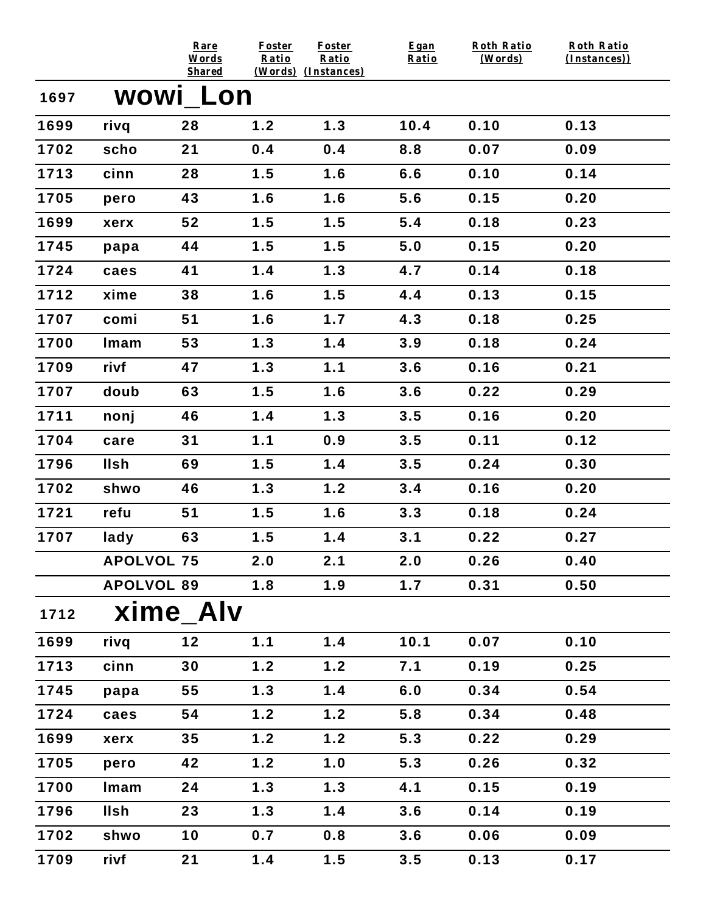| | | Rare Words Shared | Foster Ratio (Words) | Foster Ratio (Instances) | Egan Ratio | Roth Ratio (Words) | Roth Ratio (Instances)) |
|---|---|---|---|---|---|---|---|
| 1697 | **wowi_Lon** | | | | | | |
| 1699 | rivq | 28 | 1.2 | 1.3 | 10.4 | 0.10 | 0.13 |
| 1702 | scho | 21 | 0.4 | 0.4 | 8.8 | 0.07 | 0.09 |
| 1713 | cinn | 28 | 1.5 | 1.6 | 6.6 | 0.10 | 0.14 |
| 1705 | pero | 43 | 1.6 | 1.6 | 5.6 | 0.15 | 0.20 |
| 1699 | xerx | 52 | 1.5 | 1.5 | 5.4 | 0.18 | 0.23 |
| 1745 | papa | 44 | 1.5 | 1.5 | 5.0 | 0.15 | 0.20 |
| 1724 | caes | 41 | 1.4 | 1.3 | 4.7 | 0.14 | 0.18 |
| 1712 | xime | 38 | 1.6 | 1.5 | 4.4 | 0.13 | 0.15 |
| 1707 | comi | 51 | 1.6 | 1.7 | 4.3 | 0.18 | 0.25 |
| 1700 | lmam | 53 | 1.3 | 1.4 | 3.9 | 0.18 | 0.24 |
| 1709 | rivf | 47 | 1.3 | 1.1 | 3.6 | 0.16 | 0.21 |
| 1707 | doub | 63 | 1.5 | 1.6 | 3.6 | 0.22 | 0.29 |
| 1711 | nonj | 46 | 1.4 | 1.3 | 3.5 | 0.16 | 0.20 |
| 1704 | care | 31 | 1.1 | 0.9 | 3.5 | 0.11 | 0.12 |
| 1796 | llsh | 69 | 1.5 | 1.4 | 3.5 | 0.24 | 0.30 |
| 1702 | shwo | 46 | 1.3 | 1.2 | 3.4 | 0.16 | 0.20 |
| 1721 | refu | 51 | 1.5 | 1.6 | 3.3 | 0.18 | 0.24 |
| 1707 | lady | 63 | 1.5 | 1.4 | 3.1 | 0.22 | 0.27 |
| | APOLVOL | 75 | 2.0 | 2.1 | 2.0 | 0.26 | 0.40 |
| | APOLVOL | 89 | 1.8 | 1.9 | 1.7 | 0.31 | 0.50 |
| 1712 | **xime_Alv** | | | | | | |
| 1699 | rivq | 12 | 1.1 | 1.4 | 10.1 | 0.07 | 0.10 |
| 1713 | cinn | 30 | 1.2 | 1.2 | 7.1 | 0.19 | 0.25 |
| 1745 | papa | 55 | 1.3 | 1.4 | 6.0 | 0.34 | 0.54 |
| 1724 | caes | 54 | 1.2 | 1.2 | 5.8 | 0.34 | 0.48 |
| 1699 | xerx | 35 | 1.2 | 1.2 | 5.3 | 0.22 | 0.29 |
| 1705 | pero | 42 | 1.2 | 1.0 | 5.3 | 0.26 | 0.32 |
| 1700 | lmam | 24 | 1.3 | 1.3 | 4.1 | 0.15 | 0.19 |
| 1796 | llsh | 23 | 1.3 | 1.4 | 3.6 | 0.14 | 0.19 |
| 1702 | shwo | 10 | 0.7 | 0.8 | 3.6 | 0.06 | 0.09 |
| 1709 | rivf | 21 | 1.4 | 1.5 | 3.5 | 0.13 | 0.17 |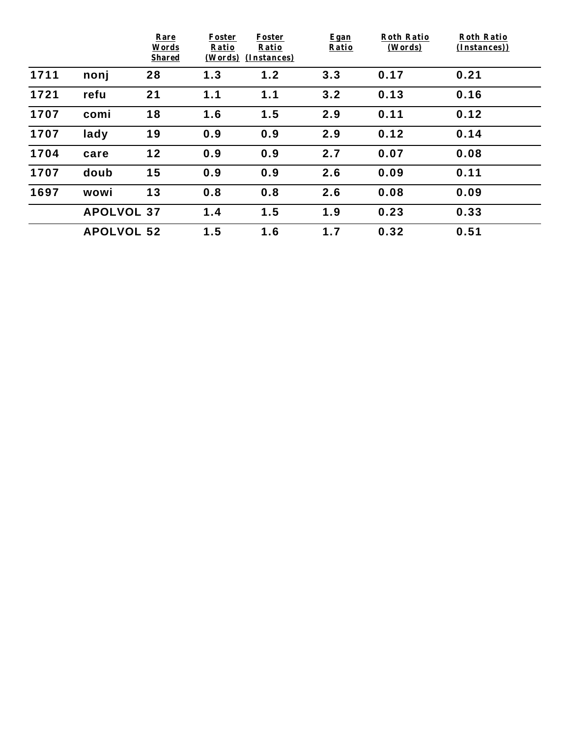| | | Rare Words Shared | Foster Ratio (Words) | Foster Ratio (Instances) | Egan Ratio | Roth Ratio (Words) | Roth Ratio (Instances)) |
|---|---|---|---|---|---|---|---|
| 1711 | nonj | 28 | 1.3 | 1.2 | 3.3 | 0.17 | 0.21 |
| 1721 | refu | 21 | 1.1 | 1.1 | 3.2 | 0.13 | 0.16 |
| 1707 | comi | 18 | 1.6 | 1.5 | 2.9 | 0.11 | 0.12 |
| 1707 | lady | 19 | 0.9 | 0.9 | 2.9 | 0.12 | 0.14 |
| 1704 | care | 12 | 0.9 | 0.9 | 2.7 | 0.07 | 0.08 |
| 1707 | doub | 15 | 0.9 | 0.9 | 2.6 | 0.09 | 0.11 |
| 1697 | wowi | 13 | 0.8 | 0.8 | 2.6 | 0.08 | 0.09 |
| | APOLVOL | 37 | 1.4 | 1.5 | 1.9 | 0.23 | 0.33 |
| | APOLVOL | 52 | 1.5 | 1.6 | 1.7 | 0.32 | 0.51 |